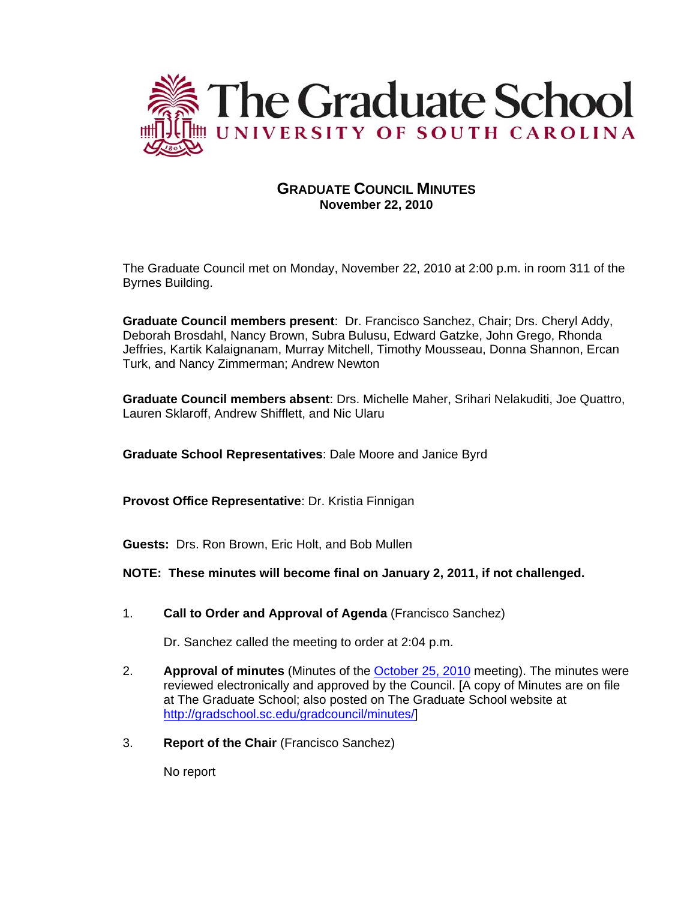# The Graduate School
## UNIVERSITY OF SOUTH CAROLINA

### GRADUATE COUNCIL MINUTES
**November 22, 2010**

The Graduate Council met on Monday, November 22, 2010 at 2:00 p.m. in room 311 of the Byrnes Building.

**Graduate Council members present**: Dr. Francisco Sanchez, Chair; Drs. Cheryl Addy, Deborah Brosdahl, Nancy Brown, Subra Bulusu, Edward Gatzke, John Grego, Rhonda Jeffries, Kartik Kalaignanam, Murray Mitchell, Timothy Mousseau, Donna Shannon, Ercan Turk, and Nancy Zimmerman; Andrew Newton

**Graduate Council members absent**: Drs. Michelle Maher, Srihari Nelakuditi, Joe Quattro, Lauren Sklaroff, Andrew Shifflett, and Nic Ularu

**Graduate School Representatives**: Dale Moore and Janice Byrd

**Provost Office Representative**: Dr. Kristia Finnigan

**Guests:** Drs. Ron Brown, Eric Holt, and Bob Mullen

**NOTE: These minutes will become final on January 2, 2011, if not challenged.**

1. **Call to Order and Approval of Agenda** (Francisco Sanchez)

   Dr. Sanchez called the meeting to order at 2:04 p.m.

2. **Approval of minutes** (Minutes of the October 25, 2010 meeting). The minutes were reviewed electronically and approved by the Council. [A copy of Minutes are on file at The Graduate School; also posted on The Graduate School website at http://gradschool.sc.edu/gradcouncil/minutes/]

3. **Report of the Chair** (Francisco Sanchez)

   No report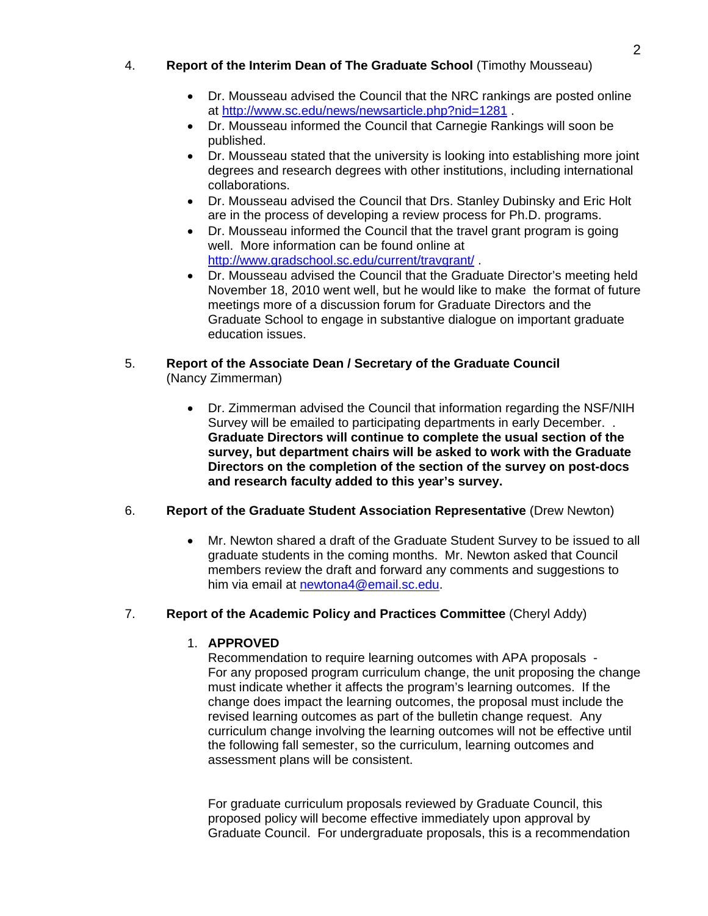4. **Report of the Interim Dean of The Graduate School** (Timothy Mousseau)

- Dr. Mousseau advised the Council that the NRC rankings are posted online at http://www.sc.edu/news/newsarticle.php?nid=1281 .
- Dr. Mousseau informed the Council that Carnegie Rankings will soon be published.
- Dr. Mousseau stated that the university is looking into establishing more joint degrees and research degrees with other institutions, including international collaborations.
- Dr. Mousseau advised the Council that Drs. Stanley Dubinsky and Eric Holt are in the process of developing a review process for Ph.D. programs.
- Dr. Mousseau informed the Council that the travel grant program is going well. More information can be found online at http://www.gradschool.sc.edu/current/travgrant/ .
- Dr. Mousseau advised the Council that the Graduate Director's meeting held November 18, 2010 went well, but he would like to make the format of future meetings more of a discussion forum for Graduate Directors and the Graduate School to engage in substantive dialogue on important graduate education issues.

5. **Report of the Associate Dean / Secretary of the Graduate Council** (Nancy Zimmerman)

- Dr. Zimmerman advised the Council that information regarding the NSF/NIH Survey will be emailed to participating departments in early December. . **Graduate Directors will continue to complete the usual section of the survey, but department chairs will be asked to work with the Graduate Directors on the completion of the section of the survey on post-docs and research faculty added to this year's survey.**

6. **Report of the Graduate Student Association Representative** (Drew Newton)

- Mr. Newton shared a draft of the Graduate Student Survey to be issued to all graduate students in the coming months. Mr. Newton asked that Council members review the draft and forward any comments and suggestions to him via email at newtona4@email.sc.edu.

7. **Report of the Academic Policy and Practices Committee** (Cheryl Addy)

   1. **APPROVED**
      Recommendation to require learning outcomes with APA proposals - For any proposed program curriculum change, the unit proposing the change must indicate whether it affects the program's learning outcomes. If the change does impact the learning outcomes, the proposal must include the revised learning outcomes as part of the bulletin change request. Any curriculum change involving the learning outcomes will not be effective until the following fall semester, so the curriculum, learning outcomes and assessment plans will be consistent.

      For graduate curriculum proposals reviewed by Graduate Council, this proposed policy will become effective immediately upon approval by Graduate Council. For undergraduate proposals, this is a recommendation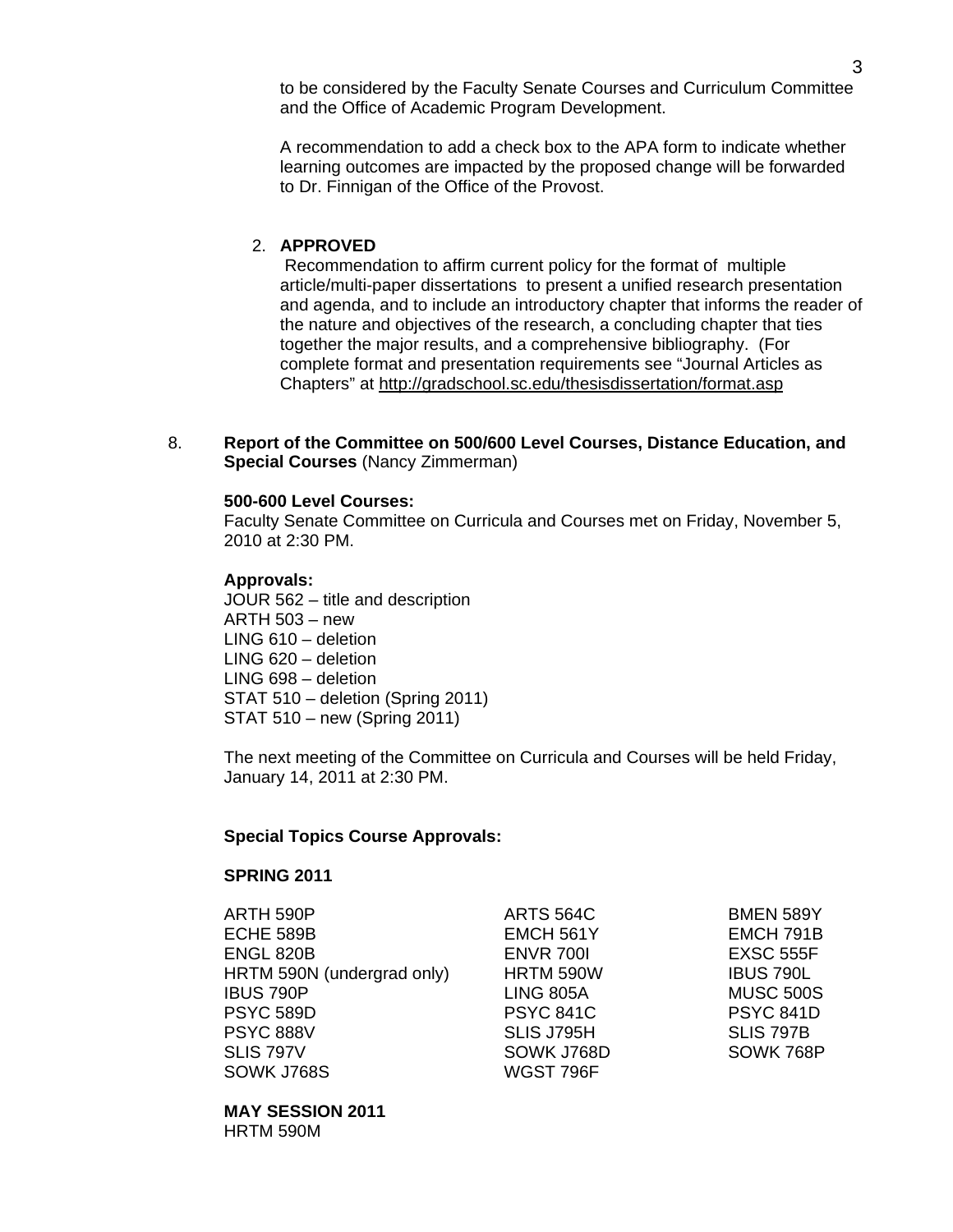to be considered by the Faculty Senate Courses and Curriculum Committee and the Office of Academic Program Development.

A recommendation to add a check box to the APA form to indicate whether learning outcomes are impacted by the proposed change will be forwarded to Dr. Finnigan of the Office of the Provost.

2. **APPROVED**
   Recommendation to affirm current policy for the format of multiple article/multi-paper dissertations to present a unified research presentation and agenda, and to include an introductory chapter that informs the reader of the nature and objectives of the research, a concluding chapter that ties together the major results, and a comprehensive bibliography. (For complete format and presentation requirements see "Journal Articles as Chapters" at http://gradschool.sc.edu/thesisdissertation/format.asp

8. **Report of the Committee on 500/600 Level Courses, Distance Education, and Special Courses** (Nancy Zimmerman)

**500-600 Level Courses:**
Faculty Senate Committee on Curricula and Courses met on Friday, November 5, 2010 at 2:30 PM.

**Approvals:**
JOUR 562 – title and description
ARTH 503 – new
LING 610 – deletion
LING 620 – deletion
LING 698 – deletion
STAT 510 – deletion (Spring 2011)
STAT 510 – new (Spring 2011)

The next meeting of the Committee on Curricula and Courses will be held Friday, January 14, 2011 at 2:30 PM.

**Special Topics Course Approvals:**

**SPRING 2011**

ARTH 590P
ARTS 564C
BMEN 589Y
ECHE 589B
EMCH 561Y
EMCH 791B
ENGL 820B
ENVR 700I
EXSC 555F
HRTM 590N (undergrad only)
HRTM 590W
IBUS 790L
IBUS 790P
LING 805A
MUSC 500S
PSYC 589D
PSYC 841C
PSYC 841D
PSYC 888V
SLIS J795H
SLIS 797B
SLIS 797V
SOWK J768D
SOWK 768P
SOWK J768S
WGST 796F

**MAY SESSION 2011**
HRTM 590M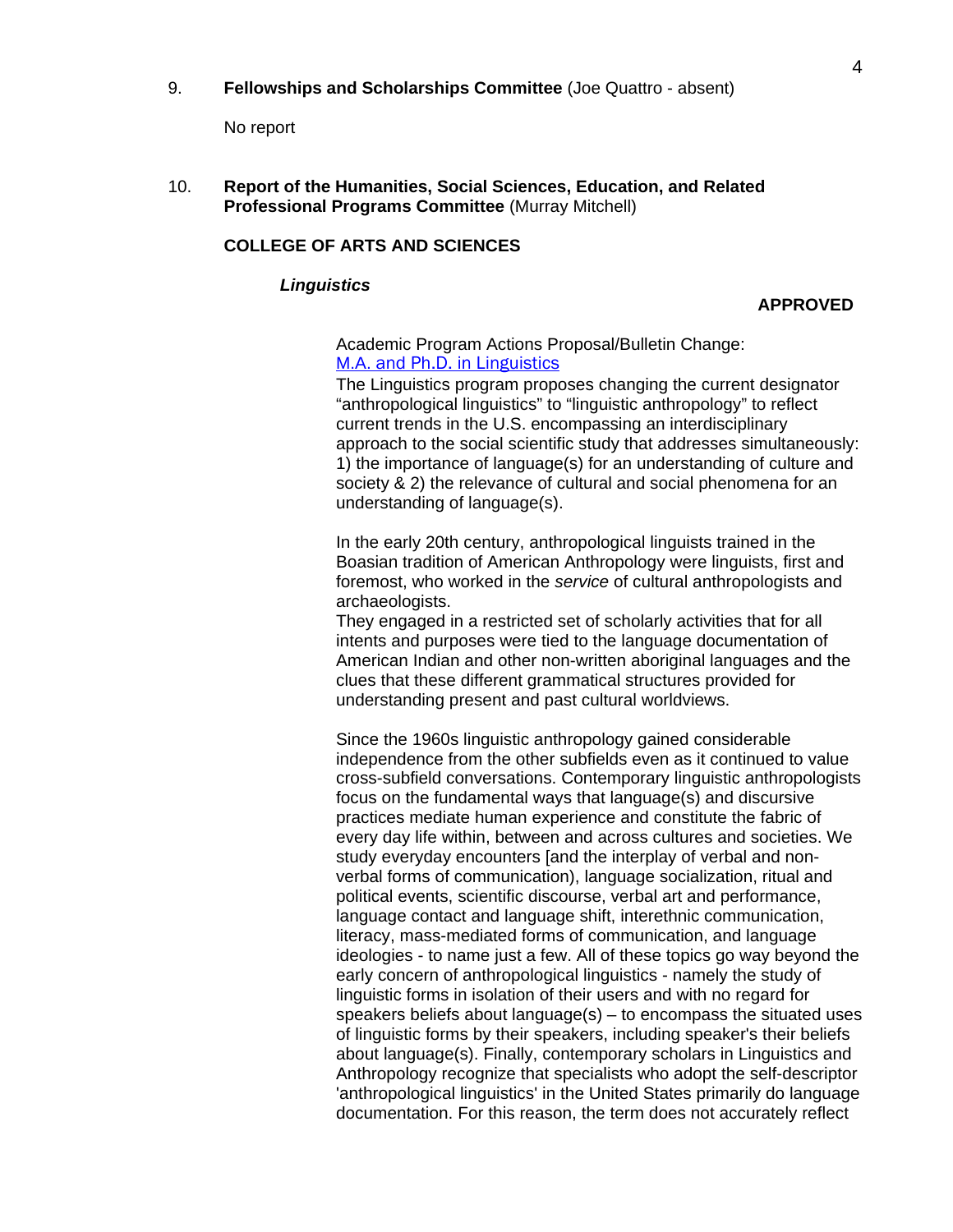9. **Fellowships and Scholarships Committee** (Joe Quattro - absent)

   No report

10. **Report of the Humanities, Social Sciences, Education, and Related Professional Programs Committee** (Murray Mitchell)

   **COLLEGE OF ARTS AND SCIENCES**

   ***Linguistics***

   **APPROVED**

   Academic Program Actions Proposal/Bulletin Change:
   [M.A. and Ph.D. in Linguistics]()
   The Linguistics program proposes changing the current designator "anthropological linguistics" to "linguistic anthropology" to reflect current trends in the U.S. encompassing an interdisciplinary approach to the social scientific study that addresses simultaneously: 1) the importance of language(s) for an understanding of culture and society & 2) the relevance of cultural and social phenomena for an understanding of language(s).

   In the early 20th century, anthropological linguists trained in the Boasian tradition of American Anthropology were linguists, first and foremost, who worked in the *service* of cultural anthropologists and archaeologists.
   They engaged in a restricted set of scholarly activities that for all intents and purposes were tied to the language documentation of American Indian and other non-written aboriginal languages and the clues that these different grammatical structures provided for understanding present and past cultural worldviews.

   Since the 1960s linguistic anthropology gained considerable independence from the other subfields even as it continued to value cross-subfield conversations. Contemporary linguistic anthropologists focus on the fundamental ways that language(s) and discursive practices mediate human experience and constitute the fabric of every day life within, between and across cultures and societies. We study everyday encounters [and the interplay of verbal and non-verbal forms of communication), language socialization, ritual and political events, scientific discourse, verbal art and performance, language contact and language shift, interethnic communication, literacy, mass-mediated forms of communication, and language ideologies - to name just a few. All of these topics go way beyond the early concern of anthropological linguistics - namely the study of linguistic forms in isolation of their users and with no regard for speakers beliefs about language(s) – to encompass the situated uses of linguistic forms by their speakers, including speaker's their beliefs about language(s). Finally, contemporary scholars in Linguistics and Anthropology recognize that specialists who adopt the self-descriptor 'anthropological linguistics' in the United States primarily do language documentation. For this reason, the term does not accurately reflect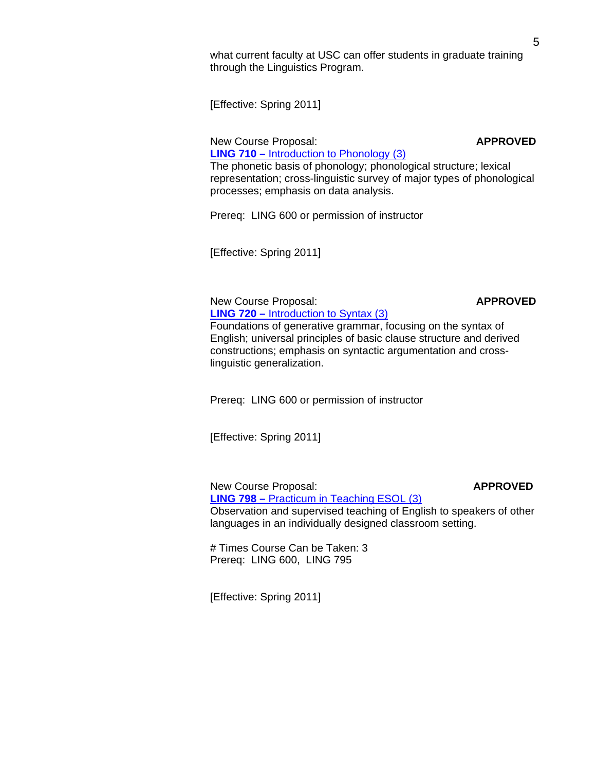what current faculty at USC can offer students in graduate training through the Linguistics Program.

[Effective: Spring 2011]

New Course Proposal: **APPROVED**

**LING 710 –** Introduction to Phonology (3)

The phonetic basis of phonology; phonological structure; lexical representation; cross-linguistic survey of major types of phonological processes; emphasis on data analysis.

Prereq: LING 600 or permission of instructor

[Effective: Spring 2011]

New Course Proposal: **APPROVED**

**LING 720 –** Introduction to Syntax (3)

Foundations of generative grammar, focusing on the syntax of English; universal principles of basic clause structure and derived constructions; emphasis on syntactic argumentation and cross-linguistic generalization.

Prereq: LING 600 or permission of instructor

[Effective: Spring 2011]

New Course Proposal: **APPROVED**

**LING 798 –** Practicum in Teaching ESOL (3)

Observation and supervised teaching of English to speakers of other languages in an individually designed classroom setting.

# Times Course Can be Taken: 3
Prereq: LING 600, LING 795

[Effective: Spring 2011]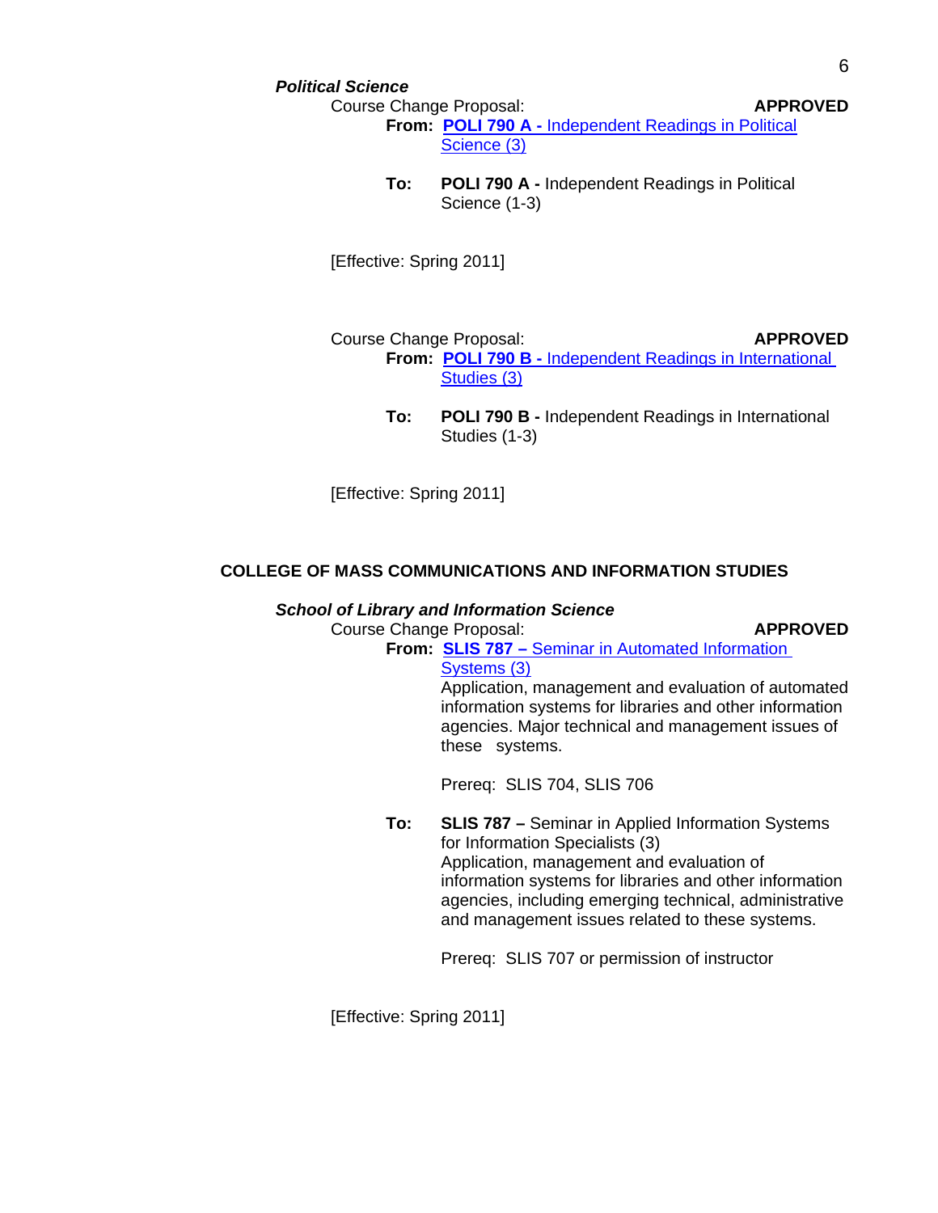***Political Science***

Course Change Proposal: **APPROVED**

**From:** **POLI 790 A -** Independent Readings in Political Science (3)

**To:** **POLI 790 A -** Independent Readings in Political Science (1-3)

[Effective: Spring 2011]

Course Change Proposal: **APPROVED**

**From:** **POLI 790 B -** Independent Readings in International Studies (3)

**To:** **POLI 790 B -** Independent Readings in International Studies (1-3)

[Effective: Spring 2011]

## COLLEGE OF MASS COMMUNICATIONS AND INFORMATION STUDIES

***School of Library and Information Science***

Course Change Proposal: **APPROVED**

**From:** **SLIS 787 –** Seminar in Automated Information Systems (3)

Application, management and evaluation of automated information systems for libraries and other information agencies. Major technical and management issues of these systems.

Prereq: SLIS 704, SLIS 706

**To:** **SLIS 787 –** Seminar in Applied Information Systems for Information Specialists (3)

Application, management and evaluation of information systems for libraries and other information agencies, including emerging technical, administrative and management issues related to these systems.

Prereq: SLIS 707 or permission of instructor

[Effective: Spring 2011]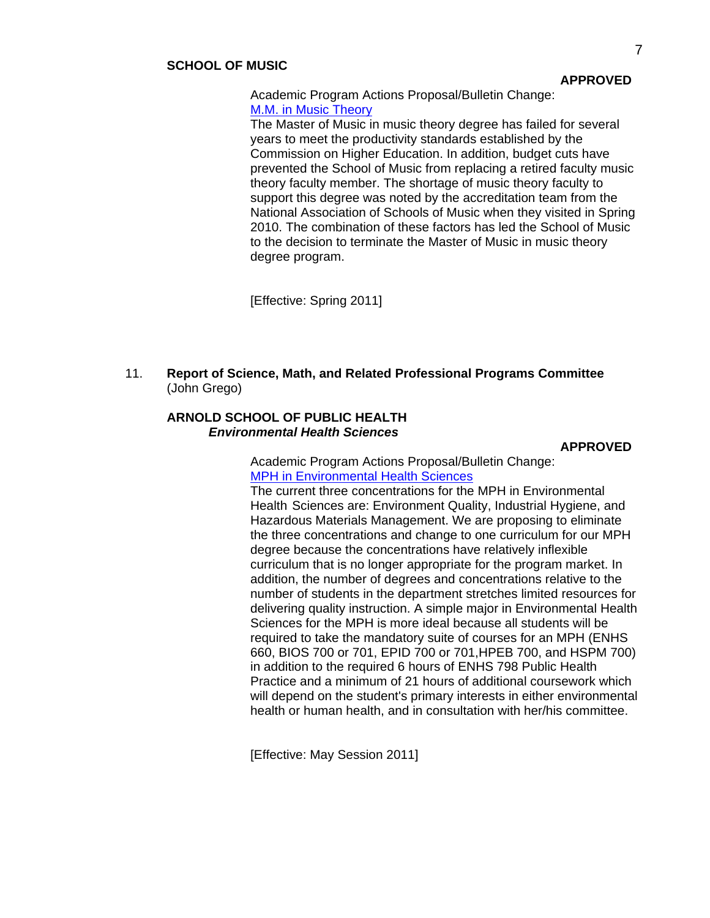### SCHOOL OF MUSIC

**APPROVED**

Academic Program Actions Proposal/Bulletin Change:
M.M. in Music Theory

The Master of Music in music theory degree has failed for several years to meet the productivity standards established by the Commission on Higher Education. In addition, budget cuts have prevented the School of Music from replacing a retired faculty music theory faculty member. The shortage of music theory faculty to support this degree was noted by the accreditation team from the National Association of Schools of Music when they visited in Spring 2010. The combination of these factors has led the School of Music to the decision to terminate the Master of Music in music theory degree program.

[Effective: Spring 2011]

11. **Report of Science, Math, and Related Professional Programs Committee** (John Grego)

### ARNOLD SCHOOL OF PUBLIC HEALTH

***Environmental Health Sciences***

**APPROVED**

Academic Program Actions Proposal/Bulletin Change:
MPH in Environmental Health Sciences

The current three concentrations for the MPH in Environmental Health Sciences are: Environment Quality, Industrial Hygiene, and Hazardous Materials Management. We are proposing to eliminate the three concentrations and change to one curriculum for our MPH degree because the concentrations have relatively inflexible curriculum that is no longer appropriate for the program market. In addition, the number of degrees and concentrations relative to the number of students in the department stretches limited resources for delivering quality instruction. A simple major in Environmental Health Sciences for the MPH is more ideal because all students will be required to take the mandatory suite of courses for an MPH (ENHS 660, BIOS 700 or 701, EPID 700 or 701,HPEB 700, and HSPM 700) in addition to the required 6 hours of ENHS 798 Public Health Practice and a minimum of 21 hours of additional coursework which will depend on the student's primary interests in either environmental health or human health, and in consultation with her/his committee.

[Effective: May Session 2011]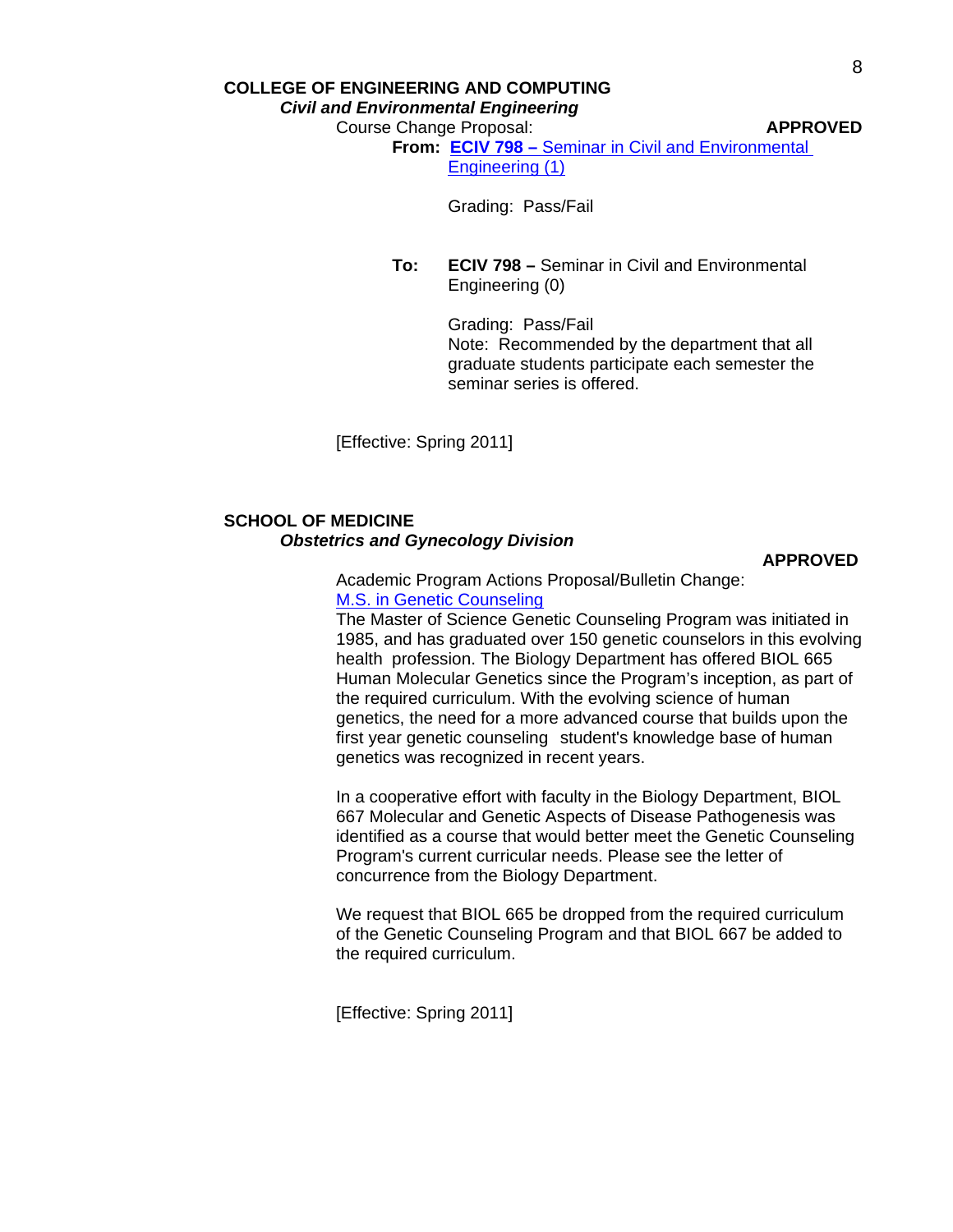**COLLEGE OF ENGINEERING AND COMPUTING**

***Civil and Environmental Engineering***

Course Change Proposal: **APPROVED**

**From:** **ECIV 798 –** Seminar in Civil and Environmental Engineering (1)

Grading: Pass/Fail

**To:** **ECIV 798 –** Seminar in Civil and Environmental Engineering (0)

Grading: Pass/Fail
Note: Recommended by the department that all graduate students participate each semester the seminar series is offered.

[Effective: Spring 2011]

**SCHOOL OF MEDICINE**

***Obstetrics and Gynecology Division***

**APPROVED**

Academic Program Actions Proposal/Bulletin Change:
M.S. in Genetic Counseling

The Master of Science Genetic Counseling Program was initiated in 1985, and has graduated over 150 genetic counselors in this evolving health profession. The Biology Department has offered BIOL 665 Human Molecular Genetics since the Program's inception, as part of the required curriculum. With the evolving science of human genetics, the need for a more advanced course that builds upon the first year genetic counseling student's knowledge base of human genetics was recognized in recent years.

In a cooperative effort with faculty in the Biology Department, BIOL 667 Molecular and Genetic Aspects of Disease Pathogenesis was identified as a course that would better meet the Genetic Counseling Program's current curricular needs. Please see the letter of concurrence from the Biology Department.

We request that BIOL 665 be dropped from the required curriculum of the Genetic Counseling Program and that BIOL 667 be added to the required curriculum.

[Effective: Spring 2011]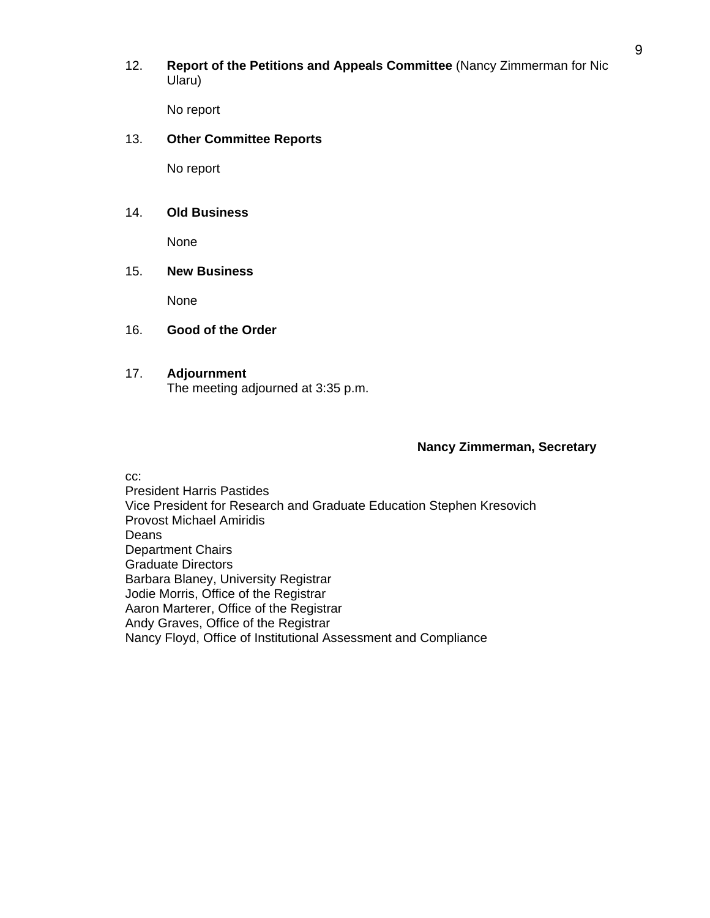12. **Report of the Petitions and Appeals Committee** (Nancy Zimmerman for Nic Ularu)

    No report

13. **Other Committee Reports**

    No report

14. **Old Business**

    None

15. **New Business**

    None

16. **Good of the Order**

17. **Adjournment**
    The meeting adjourned at 3:35 p.m.

**Nancy Zimmerman, Secretary**

cc:
President Harris Pastides
Vice President for Research and Graduate Education Stephen Kresovich
Provost Michael Amiridis
Deans
Department Chairs
Graduate Directors
Barbara Blaney, University Registrar
Jodie Morris, Office of the Registrar
Aaron Marterer, Office of the Registrar
Andy Graves, Office of the Registrar
Nancy Floyd, Office of Institutional Assessment and Compliance